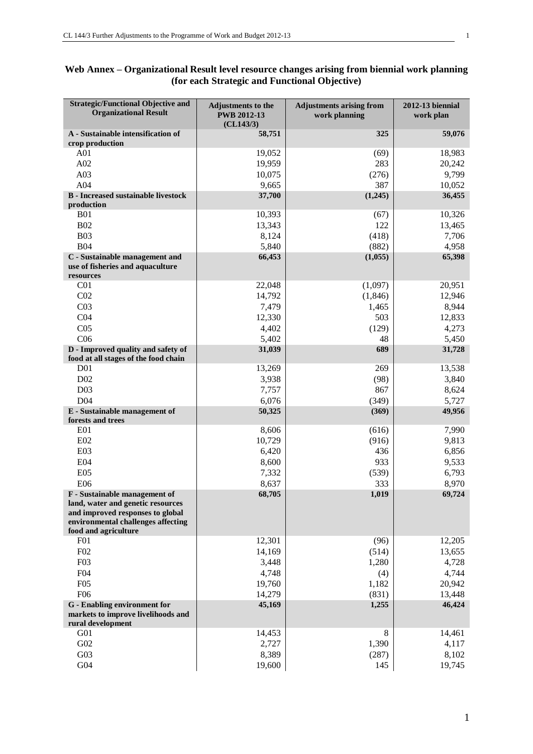## Web Annex – Organizational Result level resource changes arising from biennial work planning (for each Strategic and Functional Objective)

| Strategic/Functional Objective and Organizational Result | Adjustments to the PWB 2012-13 (CL143/3) | Adjustments arising from work planning | 2012-13 biennial work plan |
|---|---|---|---|
| **A - Sustainable intensification of crop production** | **58,751** | **325** | **59,076** |
| A01 | 19,052 | (69) | 18,983 |
| A02 | 19,959 | 283 | 20,242 |
| A03 | 10,075 | (276) | 9,799 |
| A04 | 9,665 | 387 | 10,052 |
| **B - Increased sustainable livestock production** | **37,700** | **(1,245)** | **36,455** |
| B01 | 10,393 | (67) | 10,326 |
| B02 | 13,343 | 122 | 13,465 |
| B03 | 8,124 | (418) | 7,706 |
| B04 | 5,840 | (882) | 4,958 |
| **C - Sustainable management and use of fisheries and aquaculture resources** | **66,453** | **(1,055)** | **65,398** |
| C01 | 22,048 | (1,097) | 20,951 |
| C02 | 14,792 | (1,846) | 12,946 |
| C03 | 7,479 | 1,465 | 8,944 |
| C04 | 12,330 | 503 | 12,833 |
| C05 | 4,402 | (129) | 4,273 |
| C06 | 5,402 | 48 | 5,450 |
| **D - Improved quality and safety of food at all stages of the food chain** | **31,039** | **689** | **31,728** |
| D01 | 13,269 | 269 | 13,538 |
| D02 | 3,938 | (98) | 3,840 |
| D03 | 7,757 | 867 | 8,624 |
| D04 | 6,076 | (349) | 5,727 |
| **E - Sustainable management of forests and trees** | **50,325** | **(369)** | **49,956** |
| E01 | 8,606 | (616) | 7,990 |
| E02 | 10,729 | (916) | 9,813 |
| E03 | 6,420 | 436 | 6,856 |
| E04 | 8,600 | 933 | 9,533 |
| E05 | 7,332 | (539) | 6,793 |
| E06 | 8,637 | 333 | 8,970 |
| **F - Sustainable management of land, water and genetic resources and improved responses to global environmental challenges affecting food and agriculture** | **68,705** | **1,019** | **69,724** |
| F01 | 12,301 | (96) | 12,205 |
| F02 | 14,169 | (514) | 13,655 |
| F03 | 3,448 | 1,280 | 4,728 |
| F04 | 4,748 | (4) | 4,744 |
| F05 | 19,760 | 1,182 | 20,942 |
| F06 | 14,279 | (831) | 13,448 |
| **G - Enabling environment for markets to improve livelihoods and rural development** | **45,169** | **1,255** | **46,424** |
| G01 | 14,453 | 8 | 14,461 |
| G02 | 2,727 | 1,390 | 4,117 |
| G03 | 8,389 | (287) | 8,102 |
| G04 | 19,600 | 145 | 19,745 |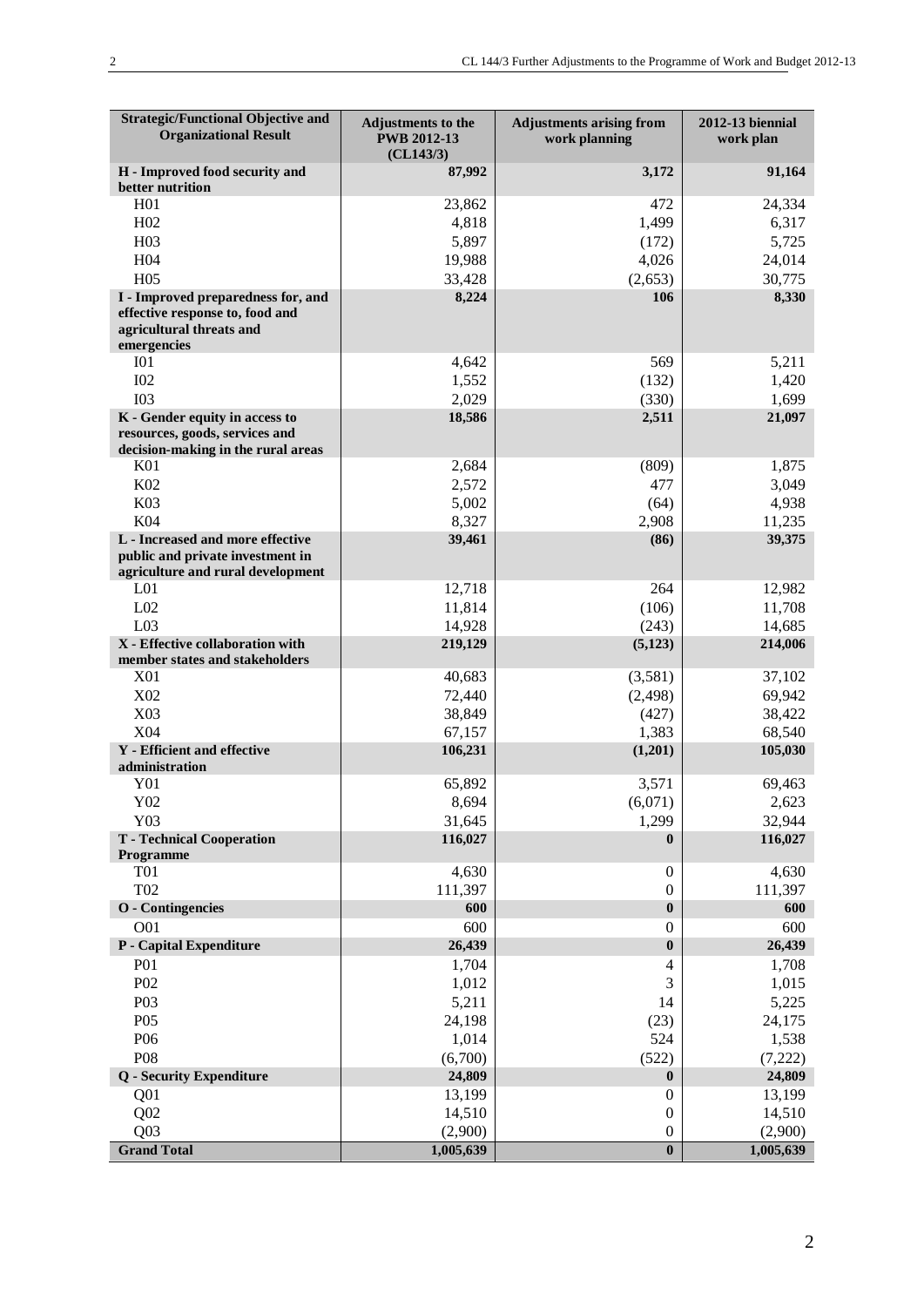| Strategic/Functional Objective and Organizational Result | Adjustments to the PWB 2012-13 (CL143/3) | Adjustments arising from work planning | 2012-13 biennial work plan |
|---|---|---|---|
| **H - Improved food security and better nutrition** | **87,992** | **3,172** | **91,164** |
| H01 | 23,862 | 472 | 24,334 |
| H02 | 4,818 | 1,499 | 6,317 |
| H03 | 5,897 | (172) | 5,725 |
| H04 | 19,988 | 4,026 | 24,014 |
| H05 | 33,428 | (2,653) | 30,775 |
| **I - Improved preparedness for, and effective response to, food and agricultural threats and emergencies** | **8,224** | **106** | **8,330** |
| I01 | 4,642 | 569 | 5,211 |
| I02 | 1,552 | (132) | 1,420 |
| I03 | 2,029 | (330) | 1,699 |
| **K - Gender equity in access to resources, goods, services and decision-making in the rural areas** | **18,586** | **2,511** | **21,097** |
| K01 | 2,684 | (809) | 1,875 |
| K02 | 2,572 | 477 | 3,049 |
| K03 | 5,002 | (64) | 4,938 |
| K04 | 8,327 | 2,908 | 11,235 |
| **L - Increased and more effective public and private investment in agriculture and rural development** | **39,461** | **(86)** | **39,375** |
| L01 | 12,718 | 264 | 12,982 |
| L02 | 11,814 | (106) | 11,708 |
| L03 | 14,928 | (243) | 14,685 |
| **X - Effective collaboration with member states and stakeholders** | **219,129** | **(5,123)** | **214,006** |
| X01 | 40,683 | (3,581) | 37,102 |
| X02 | 72,440 | (2,498) | 69,942 |
| X03 | 38,849 | (427) | 38,422 |
| X04 | 67,157 | 1,383 | 68,540 |
| **Y - Efficient and effective administration** | **106,231** | **(1,201)** | **105,030** |
| Y01 | 65,892 | 3,571 | 69,463 |
| Y02 | 8,694 | (6,071) | 2,623 |
| Y03 | 31,645 | 1,299 | 32,944 |
| **T - Technical Cooperation Programme** | **116,027** | **0** | **116,027** |
| T01 | 4,630 | 0 | 4,630 |
| T02 | 111,397 | 0 | 111,397 |
| **O - Contingencies** | **600** | **0** | **600** |
| O01 | 600 | 0 | 600 |
| **P - Capital Expenditure** | **26,439** | **0** | **26,439** |
| P01 | 1,704 | 4 | 1,708 |
| P02 | 1,012 | 3 | 1,015 |
| P03 | 5,211 | 14 | 5,225 |
| P05 | 24,198 | (23) | 24,175 |
| P06 | 1,014 | 524 | 1,538 |
| P08 | (6,700) | (522) | (7,222) |
| **Q - Security Expenditure** | **24,809** | **0** | **24,809** |
| Q01 | 13,199 | 0 | 13,199 |
| Q02 | 14,510 | 0 | 14,510 |
| Q03 | (2,900) | 0 | (2,900) |
| **Grand Total** | **1,005,639** | **0** | **1,005,639** |